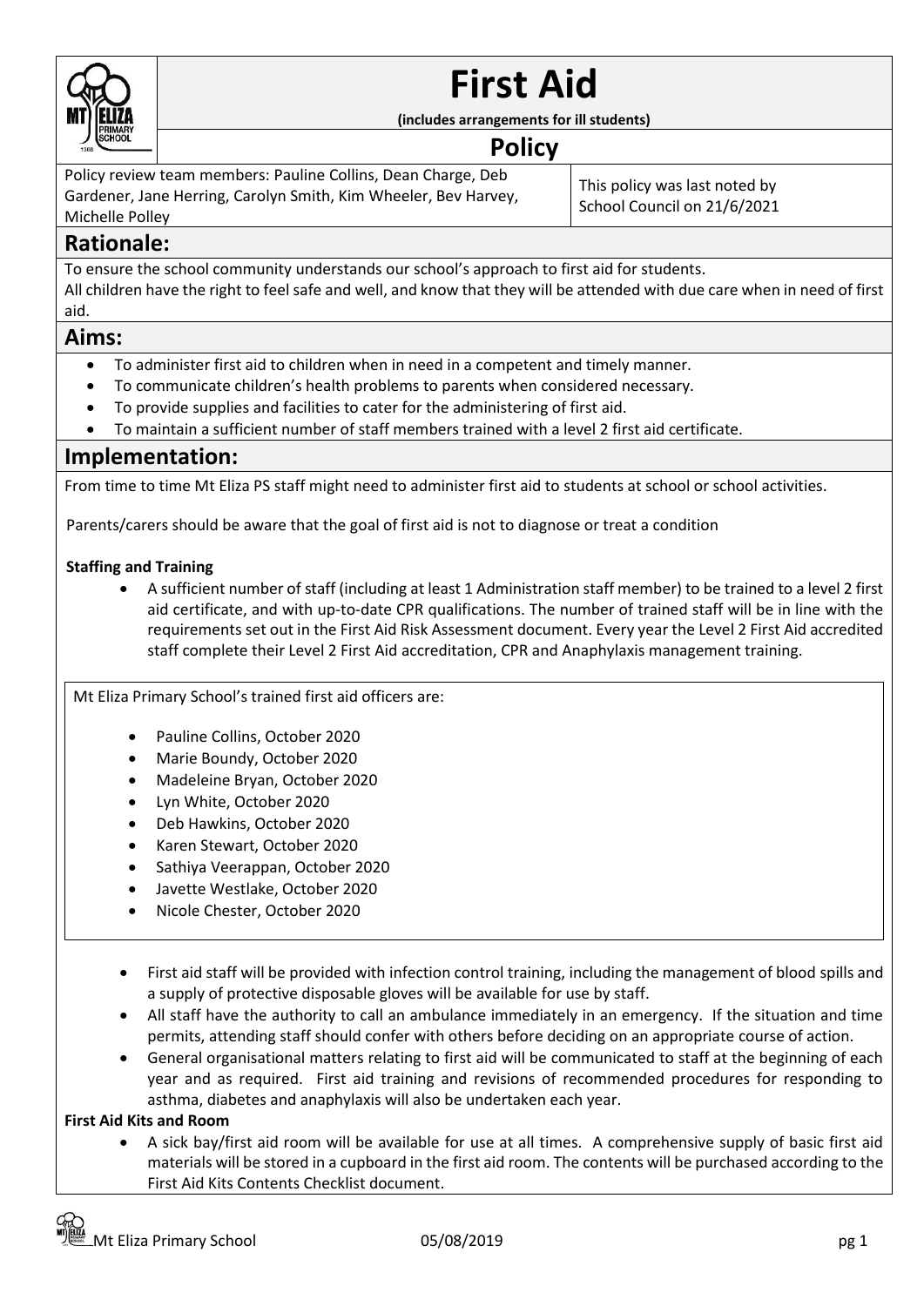# First Aid

**(includes arrangements for ill students)**

## Policy

| | |
|---|---|
| Policy review team members: Pauline Collins, Dean Charge, Deb Gardener, Jane Herring, Carolyn Smith, Kim Wheeler, Bev Harvey, Michelle Polley | This policy was last noted by School Council on 21/6/2021 |

## Rationale:

To ensure the school community understands our school's approach to first aid for students.

All children have the right to feel safe and well, and know that they will be attended with due care when in need of first aid.

## Aims:

- To administer first aid to children when in need in a competent and timely manner.
- To communicate children's health problems to parents when considered necessary.
- To provide supplies and facilities to cater for the administering of first aid.
- To maintain a sufficient number of staff members trained with a level 2 first aid certificate.

## Implementation:

From time to time Mt Eliza PS staff might need to administer first aid to students at school or school activities.

Parents/carers should be aware that the goal of first aid is not to diagnose or treat a condition

**Staffing and Training**

- A sufficient number of staff (including at least 1 Administration staff member) to be trained to a level 2 first aid certificate, and with up-to-date CPR qualifications. The number of trained staff will be in line with the requirements set out in the First Aid Risk Assessment document. Every year the Level 2 First Aid accredited staff complete their Level 2 First Aid accreditation, CPR and Anaphylaxis management training.

Mt Eliza Primary School's trained first aid officers are:

- Pauline Collins, October 2020
- Marie Boundy, October 2020
- Madeleine Bryan, October 2020
- Lyn White, October 2020
- Deb Hawkins, October 2020
- Karen Stewart, October 2020
- Sathiya Veerappan, October 2020
- Javette Westlake, October 2020
- Nicole Chester, October 2020

- First aid staff will be provided with infection control training, including the management of blood spills and a supply of protective disposable gloves will be available for use by staff.
- All staff have the authority to call an ambulance immediately in an emergency. If the situation and time permits, attending staff should confer with others before deciding on an appropriate course of action.
- General organisational matters relating to first aid will be communicated to staff at the beginning of each year and as required. First aid training and revisions of recommended procedures for responding to asthma, diabetes and anaphylaxis will also be undertaken each year.

**First Aid Kits and Room**

- A sick bay/first aid room will be available for use at all times. A comprehensive supply of basic first aid materials will be stored in a cupboard in the first aid room. The contents will be purchased according to the First Aid Kits Contents Checklist document.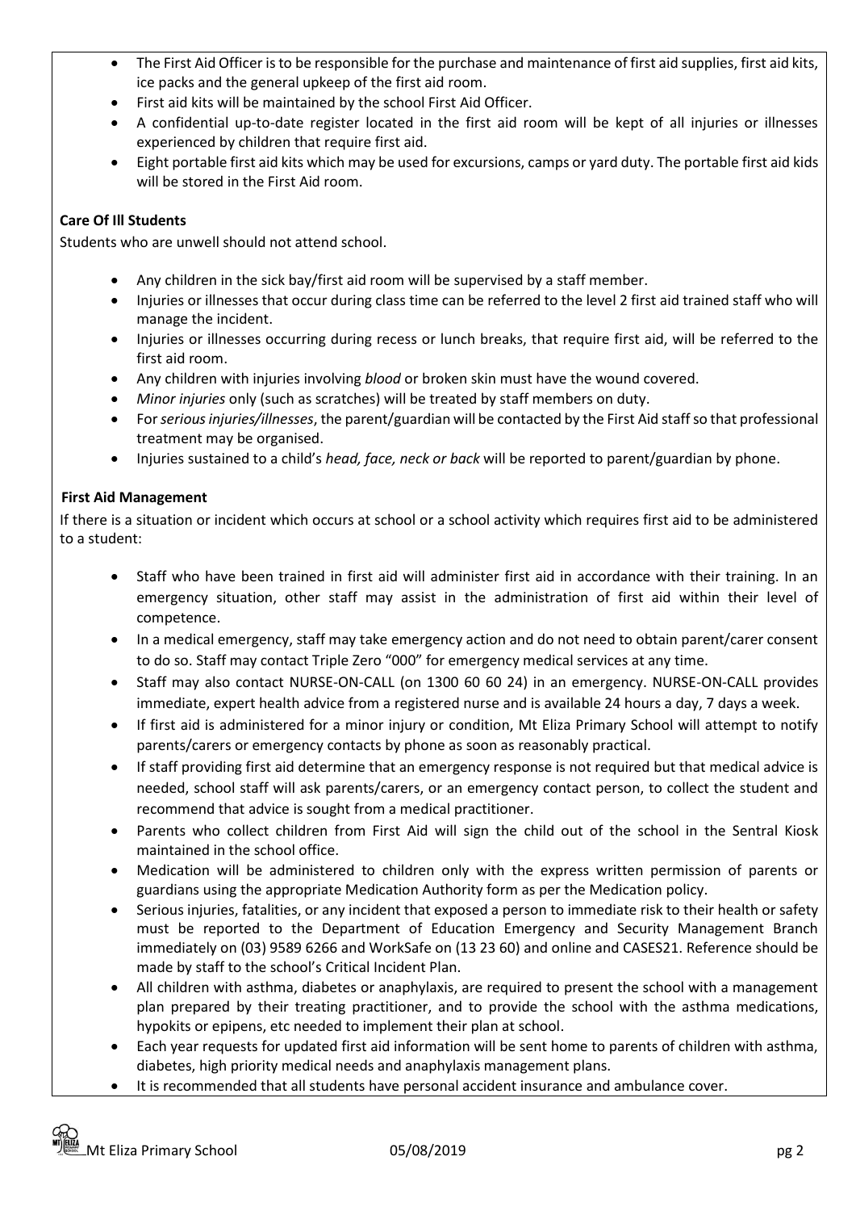- The First Aid Officer is to be responsible for the purchase and maintenance of first aid supplies, first aid kits, ice packs and the general upkeep of the first aid room.
- First aid kits will be maintained by the school First Aid Officer.
- A confidential up-to-date register located in the first aid room will be kept of all injuries or illnesses experienced by children that require first aid.
- Eight portable first aid kits which may be used for excursions, camps or yard duty. The portable first aid kids will be stored in the First Aid room.

**Care Of Ill Students**

Students who are unwell should not attend school.

- Any children in the sick bay/first aid room will be supervised by a staff member.
- Injuries or illnesses that occur during class time can be referred to the level 2 first aid trained staff who will manage the incident.
- Injuries or illnesses occurring during recess or lunch breaks, that require first aid, will be referred to the first aid room.
- Any children with injuries involving *blood* or broken skin must have the wound covered.
- *Minor injuries* only (such as scratches) will be treated by staff members on duty.
- For *serious injuries/illnesses*, the parent/guardian will be contacted by the First Aid staff so that professional treatment may be organised.
- Injuries sustained to a child's *head, face, neck or back* will be reported to parent/guardian by phone.

**First Aid Management**

If there is a situation or incident which occurs at school or a school activity which requires first aid to be administered to a student:

- Staff who have been trained in first aid will administer first aid in accordance with their training. In an emergency situation, other staff may assist in the administration of first aid within their level of competence.
- In a medical emergency, staff may take emergency action and do not need to obtain parent/carer consent to do so. Staff may contact Triple Zero "000" for emergency medical services at any time.
- Staff may also contact NURSE-ON-CALL (on 1300 60 60 24) in an emergency. NURSE-ON-CALL provides immediate, expert health advice from a registered nurse and is available 24 hours a day, 7 days a week.
- If first aid is administered for a minor injury or condition, Mt Eliza Primary School will attempt to notify parents/carers or emergency contacts by phone as soon as reasonably practical.
- If staff providing first aid determine that an emergency response is not required but that medical advice is needed, school staff will ask parents/carers, or an emergency contact person, to collect the student and recommend that advice is sought from a medical practitioner.
- Parents who collect children from First Aid will sign the child out of the school in the Sentral Kiosk maintained in the school office.
- Medication will be administered to children only with the express written permission of parents or guardians using the appropriate Medication Authority form as per the Medication policy.
- Serious injuries, fatalities, or any incident that exposed a person to immediate risk to their health or safety must be reported to the Department of Education Emergency and Security Management Branch immediately on (03) 9589 6266 and WorkSafe on (13 23 60) and online and CASES21. Reference should be made by staff to the school's Critical Incident Plan.
- All children with asthma, diabetes or anaphylaxis, are required to present the school with a management plan prepared by their treating practitioner, and to provide the school with the asthma medications, hypokits or epipens, etc needed to implement their plan at school.
- Each year requests for updated first aid information will be sent home to parents of children with asthma, diabetes, high priority medical needs and anaphylaxis management plans.
- It is recommended that all students have personal accident insurance and ambulance cover.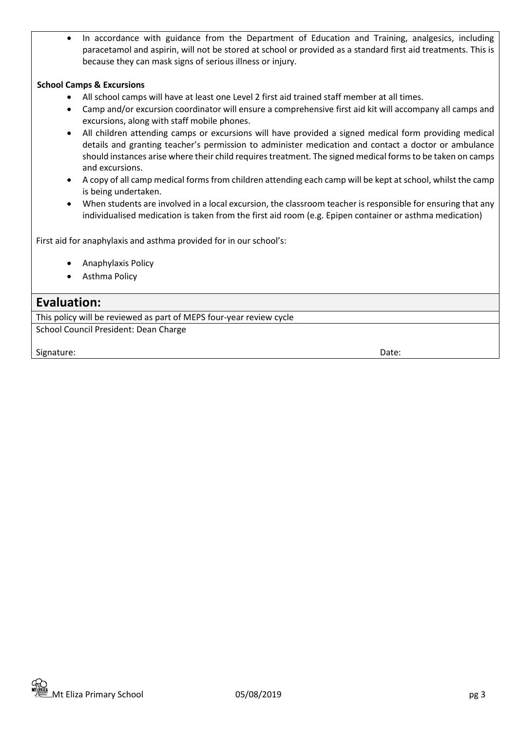- In accordance with guidance from the Department of Education and Training, analgesics, including paracetamol and aspirin, will not be stored at school or provided as a standard first aid treatments. This is because they can mask signs of serious illness or injury.

**School Camps & Excursions**

- All school camps will have at least one Level 2 first aid trained staff member at all times.
- Camp and/or excursion coordinator will ensure a comprehensive first aid kit will accompany all camps and excursions, along with staff mobile phones.
- All children attending camps or excursions will have provided a signed medical form providing medical details and granting teacher's permission to administer medication and contact a doctor or ambulance should instances arise where their child requires treatment. The signed medical forms to be taken on camps and excursions.
- A copy of all camp medical forms from children attending each camp will be kept at school, whilst the camp is being undertaken.
- When students are involved in a local excursion, the classroom teacher is responsible for ensuring that any individualised medication is taken from the first aid room (e.g. Epipen container or asthma medication)

First aid for anaphylaxis and asthma provided for in our school's:

- Anaphylaxis Policy
- Asthma Policy

## Evaluation:

This policy will be reviewed as part of MEPS four-year review cycle

School Council President: Dean Charge

Signature: Date: